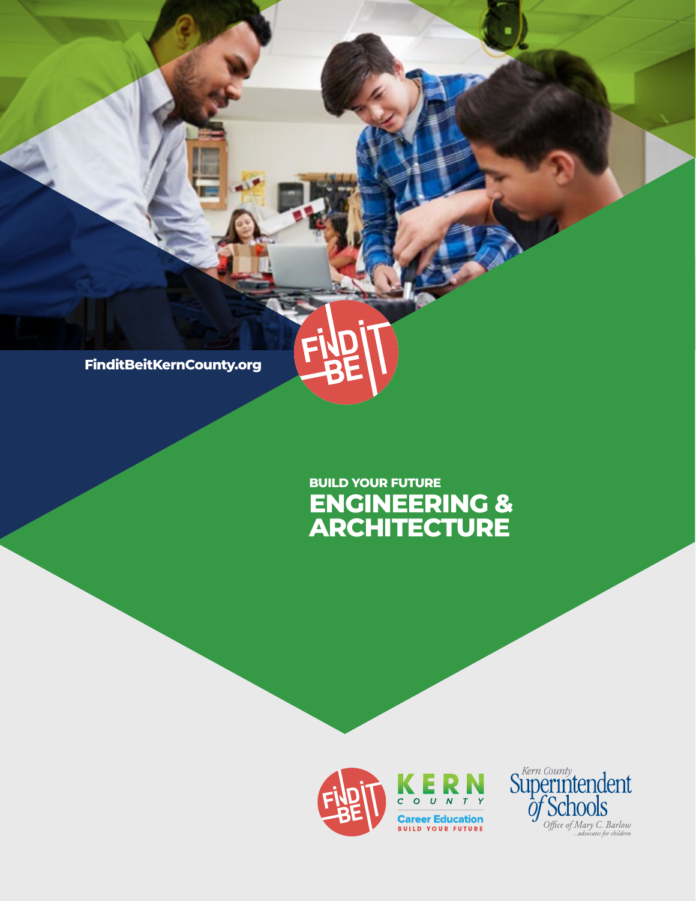FinditBeitKernCounty.org

BUILD YOUR FUTURE

# ENGINEERING & ARCHITECTURE

KERN COUNTY Career Education BUILD YOUR FUTURE

Kern County Superintendent of Schools
*Office of Mary C. Barlow*
*...advocates for children*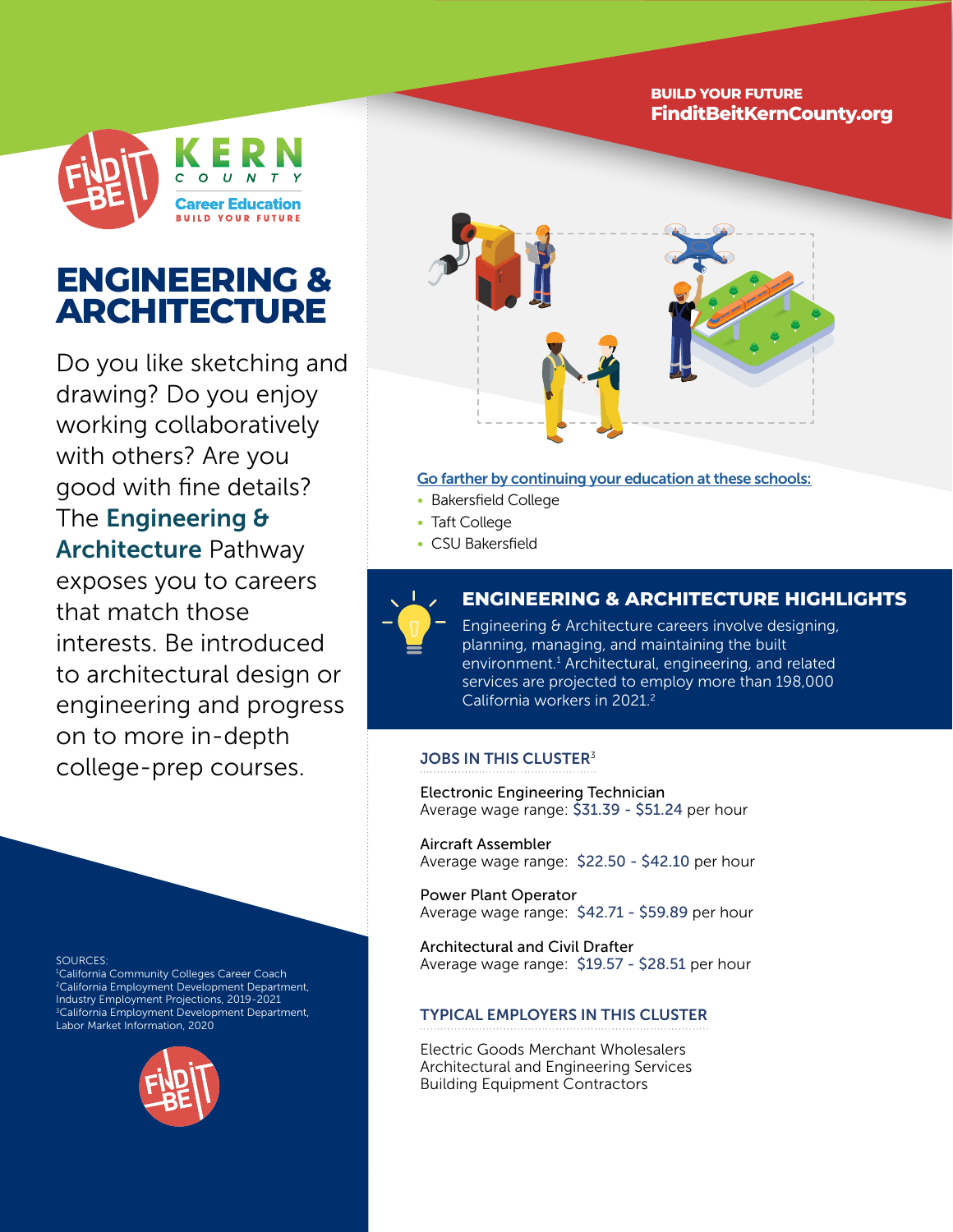BUILD YOUR FUTURE
FinditBeitKernCounty.org

KERN COUNTY
Career Education
BUILD YOUR FUTURE

# ENGINEERING & ARCHITECTURE

Do you like sketching and drawing? Do you enjoy working collaboratively with others? Are you good with fine details? The **Engineering & Architecture** Pathway exposes you to careers that match those interests. Be introduced to architectural design or engineering and progress on to more in-depth college-prep courses.

Go farther by continuing your education at these schools:

- Bakersfield College
- Taft College
- CSU Bakersfield

## ENGINEERING & ARCHITECTURE HIGHLIGHTS

Engineering & Architecture careers involve designing, planning, managing, and maintaining the built environment.[1] Architectural, engineering, and related services are projected to employ more than 198,000 California workers in 2021.[2]

### JOBS IN THIS CLUSTER[3]

Electronic Engineering Technician
Average wage range: $31.39 - $51.24 per hour

Aircraft Assembler
Average wage range: $22.50 - $42.10 per hour

Power Plant Operator
Average wage range: $42.71 - $59.89 per hour

Architectural and Civil Drafter
Average wage range: $19.57 - $28.51 per hour

### TYPICAL EMPLOYERS IN THIS CLUSTER

Electric Goods Merchant Wholesalers
Architectural and Engineering Services
Building Equipment Contractors

SOURCES:
[1]California Community Colleges Career Coach
[2]California Employment Development Department, Industry Employment Projections, 2019-2021
[3]California Employment Development Department, Labor Market Information, 2020